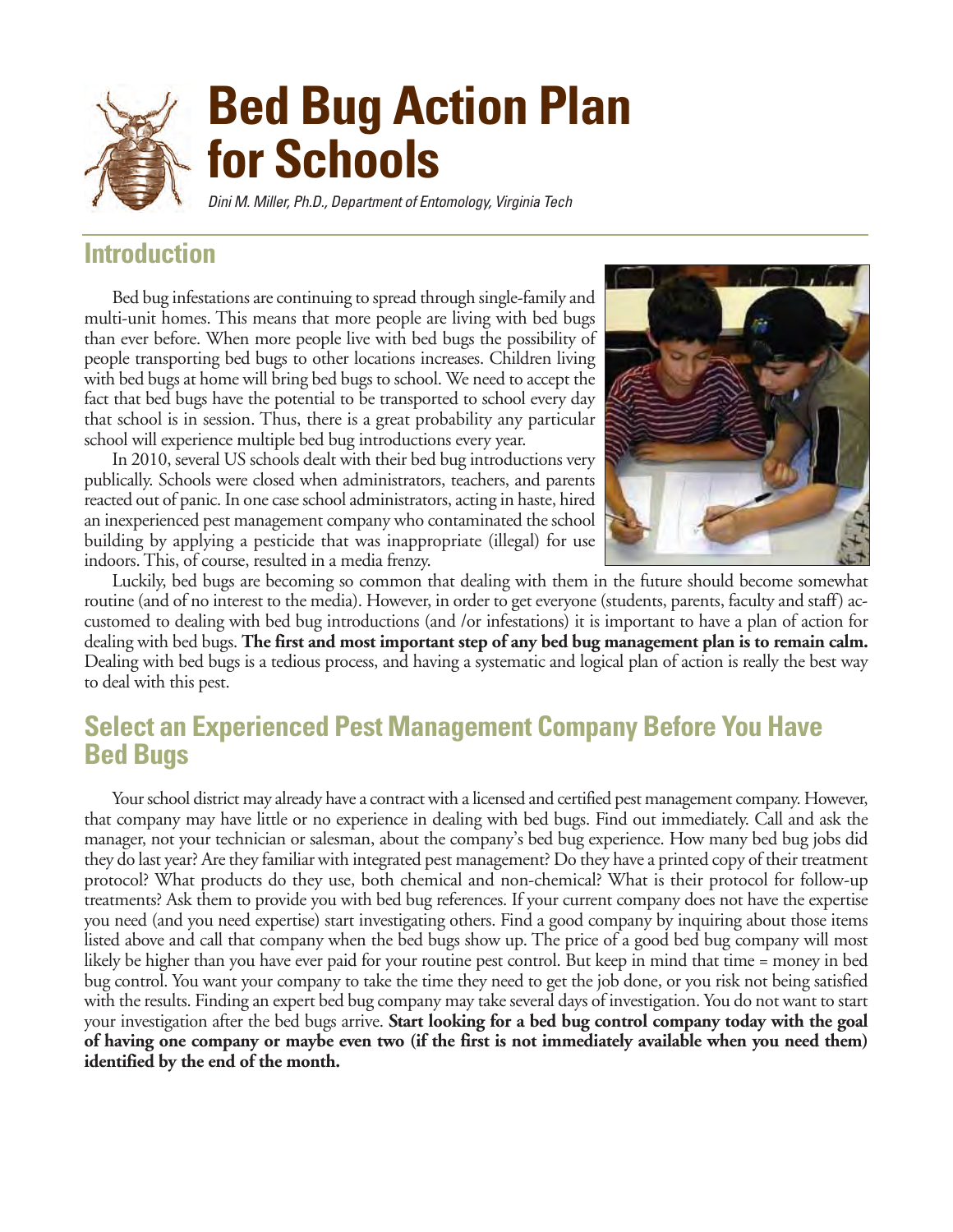# Bed Bug Action Plan for Schools

*Dini M. Miller, Ph.D., Department of Entomology, Virginia Tech*

## Introduction

Bed bug infestations are continuing to spread through single-family and multi-unit homes. This means that more people are living with bed bugs than ever before. When more people live with bed bugs the possibility of people transporting bed bugs to other locations increases. Children living with bed bugs at home will bring bed bugs to school. We need to accept the fact that bed bugs have the potential to be transported to school every day that school is in session. Thus, there is a great probability any particular school will experience multiple bed bug introductions every year.

In 2010, several US schools dealt with their bed bug introductions very publically. Schools were closed when administrators, teachers, and parents reacted out of panic. In one case school administrators, acting in haste, hired an inexperienced pest management company who contaminated the school building by applying a pesticide that was inappropriate (illegal) for use indoors. This, of course, resulted in a media frenzy.

Luckily, bed bugs are becoming so common that dealing with them in the future should become somewhat routine (and of no interest to the media). However, in order to get everyone (students, parents, faculty and staff) accustomed to dealing with bed bug introductions (and /or infestations) it is important to have a plan of action for dealing with bed bugs. **The first and most important step of any bed bug management plan is to remain calm.** Dealing with bed bugs is a tedious process, and having a systematic and logical plan of action is really the best way to deal with this pest.

## Select an Experienced Pest Management Company Before You Have Bed Bugs

Your school district may already have a contract with a licensed and certified pest management company. However, that company may have little or no experience in dealing with bed bugs. Find out immediately. Call and ask the manager, not your technician or salesman, about the company's bed bug experience. How many bed bug jobs did they do last year? Are they familiar with integrated pest management? Do they have a printed copy of their treatment protocol? What products do they use, both chemical and non-chemical? What is their protocol for follow-up treatments? Ask them to provide you with bed bug references. If your current company does not have the expertise you need (and you need expertise) start investigating others. Find a good company by inquiring about those items listed above and call that company when the bed bugs show up. The price of a good bed bug company will most likely be higher than you have ever paid for your routine pest control. But keep in mind that time = money in bed bug control. You want your company to take the time they need to get the job done, or you risk not being satisfied with the results. Finding an expert bed bug company may take several days of investigation. You do not want to start your investigation after the bed bugs arrive. **Start looking for a bed bug control company today with the goal of having one company or maybe even two (if the first is not immediately available when you need them) identified by the end of the month.**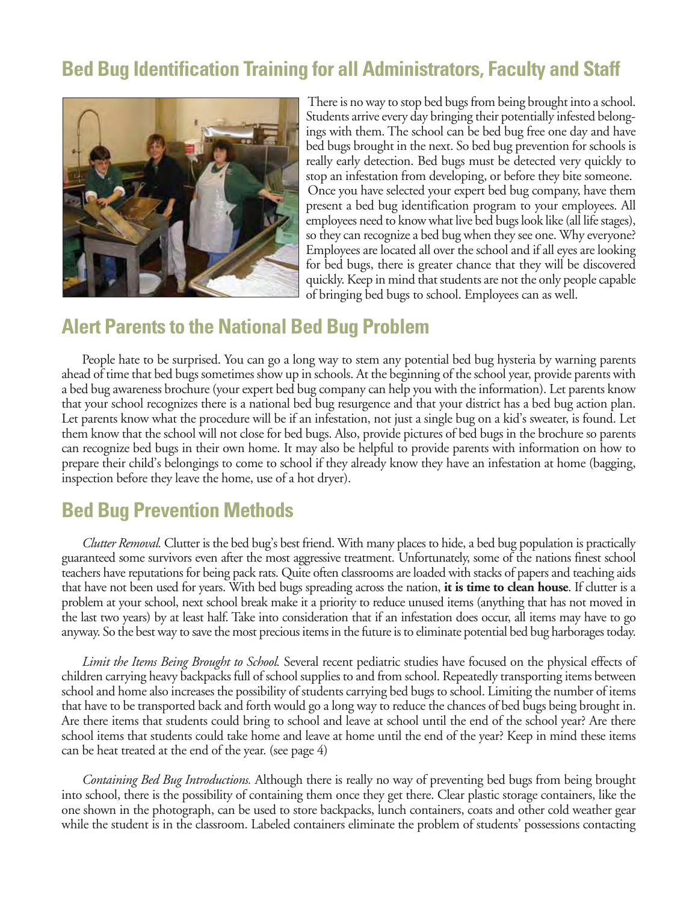## Bed Bug Identification Training for all Administrators, Faculty and Staff

There is no way to stop bed bugs from being brought into a school. Students arrive every day bringing their potentially infested belongings with them. The school can be bed bug free one day and have bed bugs brought in the next. So bed bug prevention for schools is really early detection. Bed bugs must be detected very quickly to stop an infestation from developing, or before they bite someone.

Once you have selected your expert bed bug company, have them present a bed bug identification program to your employees. All employees need to know what live bed bugs look like (all life stages), so they can recognize a bed bug when they see one. Why everyone? Employees are located all over the school and if all eyes are looking for bed bugs, there is greater chance that they will be discovered quickly. Keep in mind that students are not the only people capable of bringing bed bugs to school. Employees can as well.

## Alert Parents to the National Bed Bug Problem

People hate to be surprised. You can go a long way to stem any potential bed bug hysteria by warning parents ahead of time that bed bugs sometimes show up in schools. At the beginning of the school year, provide parents with a bed bug awareness brochure (your expert bed bug company can help you with the information). Let parents know that your school recognizes there is a national bed bug resurgence and that your district has a bed bug action plan. Let parents know what the procedure will be if an infestation, not just a single bug on a kid's sweater, is found. Let them know that the school will not close for bed bugs. Also, provide pictures of bed bugs in the brochure so parents can recognize bed bugs in their own home. It may also be helpful to provide parents with information on how to prepare their child's belongings to come to school if they already know they have an infestation at home (bagging, inspection before they leave the home, use of a hot dryer).

## Bed Bug Prevention Methods

*Clutter Removal.* Clutter is the bed bug's best friend. With many places to hide, a bed bug population is practically guaranteed some survivors even after the most aggressive treatment. Unfortunately, some of the nations finest school teachers have reputations for being pack rats. Quite often classrooms are loaded with stacks of papers and teaching aids that have not been used for years. With bed bugs spreading across the nation, **it is time to clean house**. If clutter is a problem at your school, next school break make it a priority to reduce unused items (anything that has not moved in the last two years) by at least half. Take into consideration that if an infestation does occur, all items may have to go anyway. So the best way to save the most precious items in the future is to eliminate potential bed bug harborages today.

*Limit the Items Being Brought to School.* Several recent pediatric studies have focused on the physical effects of children carrying heavy backpacks full of school supplies to and from school. Repeatedly transporting items between school and home also increases the possibility of students carrying bed bugs to school. Limiting the number of items that have to be transported back and forth would go a long way to reduce the chances of bed bugs being brought in. Are there items that students could bring to school and leave at school until the end of the school year? Are there school items that students could take home and leave at home until the end of the year? Keep in mind these items can be heat treated at the end of the year. (see page 4)

*Containing Bed Bug Introductions.* Although there is really no way of preventing bed bugs from being brought into school, there is the possibility of containing them once they get there. Clear plastic storage containers, like the one shown in the photograph, can be used to store backpacks, lunch containers, coats and other cold weather gear while the student is in the classroom. Labeled containers eliminate the problem of students' possessions contacting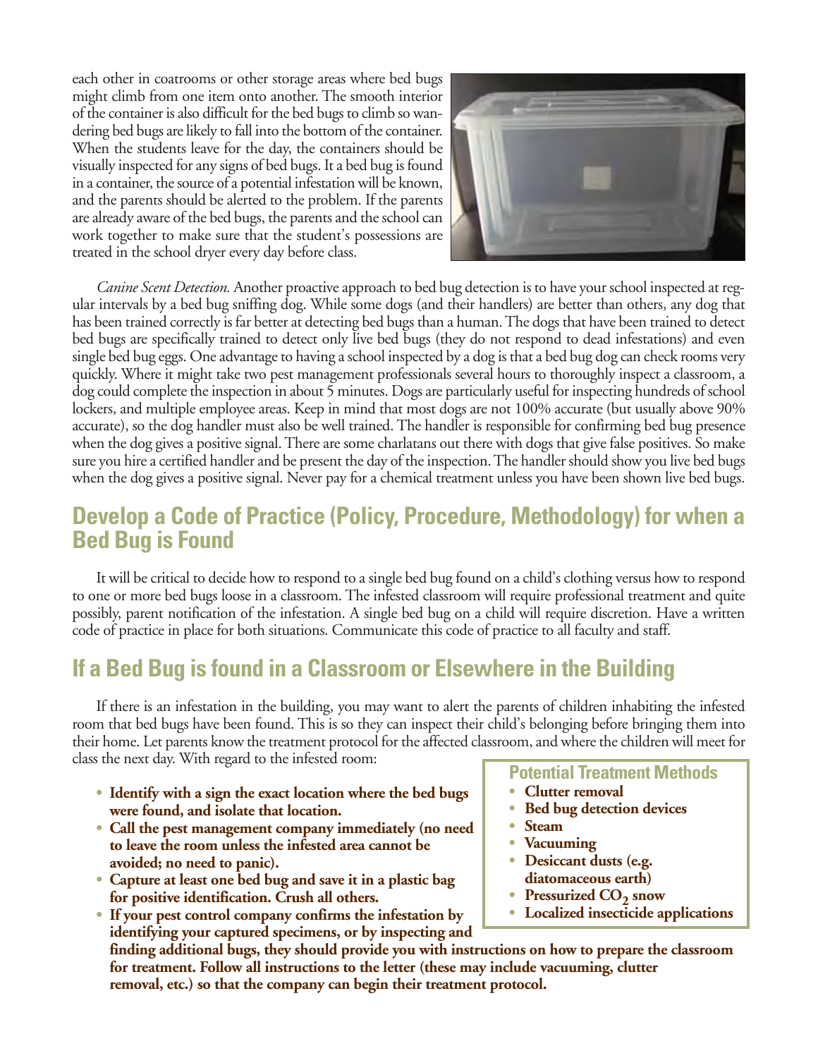each other in coatrooms or other storage areas where bed bugs might climb from one item onto another. The smooth interior of the container is also difficult for the bed bugs to climb so wandering bed bugs are likely to fall into the bottom of the container. When the students leave for the day, the containers should be visually inspected for any signs of bed bugs. It a bed bug is found in a container, the source of a potential infestation will be known, and the parents should be alerted to the problem. If the parents are already aware of the bed bugs, the parents and the school can work together to make sure that the student's possessions are treated in the school dryer every day before class.

*Canine Scent Detection.* Another proactive approach to bed bug detection is to have your school inspected at regular intervals by a bed bug sniffing dog. While some dogs (and their handlers) are better than others, any dog that has been trained correctly is far better at detecting bed bugs than a human. The dogs that have been trained to detect bed bugs are specifically trained to detect only live bed bugs (they do not respond to dead infestations) and even single bed bug eggs. One advantage to having a school inspected by a dog is that a bed bug dog can check rooms very quickly. Where it might take two pest management professionals several hours to thoroughly inspect a classroom, a dog could complete the inspection in about 5 minutes. Dogs are particularly useful for inspecting hundreds of school lockers, and multiple employee areas. Keep in mind that most dogs are not 100% accurate (but usually above 90% accurate), so the dog handler must also be well trained. The handler is responsible for confirming bed bug presence when the dog gives a positive signal. There are some charlatans out there with dogs that give false positives. So make sure you hire a certified handler and be present the day of the inspection. The handler should show you live bed bugs when the dog gives a positive signal. Never pay for a chemical treatment unless you have been shown live bed bugs.

## Develop a Code of Practice (Policy, Procedure, Methodology) for when a Bed Bug is Found

It will be critical to decide how to respond to a single bed bug found on a child's clothing versus how to respond to one or more bed bugs loose in a classroom. The infested classroom will require professional treatment and quite possibly, parent notification of the infestation. A single bed bug on a child will require discretion. Have a written code of practice in place for both situations. Communicate this code of practice to all faculty and staff.

## If a Bed Bug is found in a Classroom or Elsewhere in the Building

If there is an infestation in the building, you may want to alert the parents of children inhabiting the infested room that bed bugs have been found. This is so they can inspect their child's belonging before bringing them into their home. Let parents know the treatment protocol for the affected classroom, and where the children will meet for class the next day. With regard to the infested room:

- **Identify with a sign the exact location where the bed bugs were found, and isolate that location.**
- **Call the pest management company immediately (no need to leave the room unless the infested area cannot be avoided; no need to panic).**
- **Capture at least one bed bug and save it in a plastic bag for positive identification. Crush all others.**
- **If your pest control company confirms the infestation by identifying your captured specimens, or by inspecting and finding additional bugs, they should provide you with instructions on how to prepare the classroom for treatment. Follow all instructions to the letter (these may include vacuuming, clutter removal, etc.) so that the company can begin their treatment protocol.**

### Potential Treatment Methods

- **Clutter removal**
- **Bed bug detection devices**
- **Steam**
- **Vacuuming**
- **Desiccant dusts (e.g. diatomaceous earth)**
- **Pressurized $CO_2$ snow**
- **Localized insecticide applications**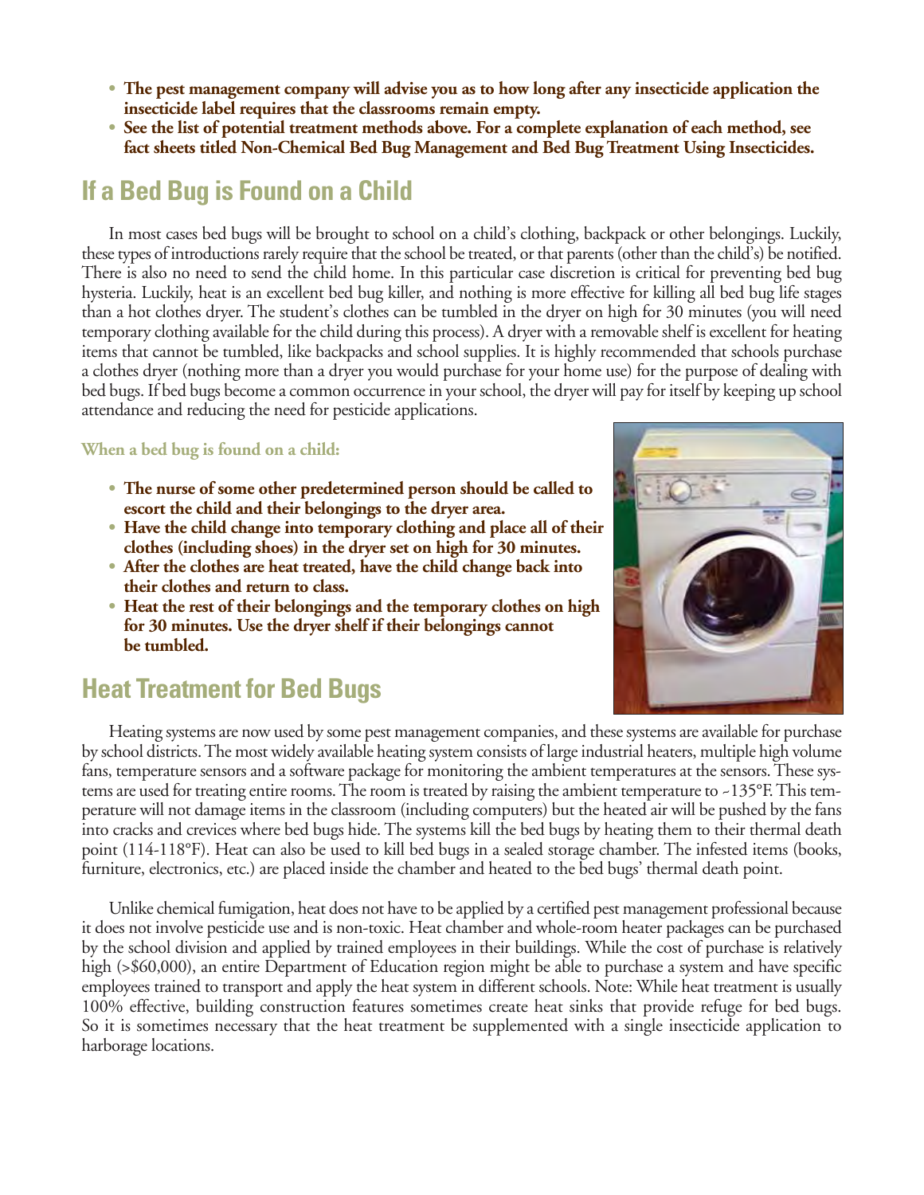- **The pest management company will advise you as to how long after any insecticide application the insecticide label requires that the classrooms remain empty.**
- **See the list of potential treatment methods above. For a complete explanation of each method, see fact sheets titled Non-Chemical Bed Bug Management and Bed Bug Treatment Using Insecticides.**

## If a Bed Bug is Found on a Child

In most cases bed bugs will be brought to school on a child's clothing, backpack or other belongings. Luckily, these types of introductions rarely require that the school be treated, or that parents (other than the child's) be notified. There is also no need to send the child home. In this particular case discretion is critical for preventing bed bug hysteria. Luckily, heat is an excellent bed bug killer, and nothing is more effective for killing all bed bug life stages than a hot clothes dryer. The student's clothes can be tumbled in the dryer on high for 30 minutes (you will need temporary clothing available for the child during this process). A dryer with a removable shelf is excellent for heating items that cannot be tumbled, like backpacks and school supplies. It is highly recommended that schools purchase a clothes dryer (nothing more than a dryer you would purchase for your home use) for the purpose of dealing with bed bugs. If bed bugs become a common occurrence in your school, the dryer will pay for itself by keeping up school attendance and reducing the need for pesticide applications.

**When a bed bug is found on a child:**

- **The nurse of some other predetermined person should be called to escort the child and their belongings to the dryer area.**
- **Have the child change into temporary clothing and place all of their clothes (including shoes) in the dryer set on high for 30 minutes.**
- **After the clothes are heat treated, have the child change back into their clothes and return to class.**
- **Heat the rest of their belongings and the temporary clothes on high for 30 minutes. Use the dryer shelf if their belongings cannot be tumbled.**

## Heat Treatment for Bed Bugs

Heating systems are now used by some pest management companies, and these systems are available for purchase by school districts. The most widely available heating system consists of large industrial heaters, multiple high volume fans, temperature sensors and a software package for monitoring the ambient temperatures at the sensors. These systems are used for treating entire rooms. The room is treated by raising the ambient temperature to ~135°F. This temperature will not damage items in the classroom (including computers) but the heated air will be pushed by the fans into cracks and crevices where bed bugs hide. The systems kill the bed bugs by heating them to their thermal death point (114-118°F). Heat can also be used to kill bed bugs in a sealed storage chamber. The infested items (books, furniture, electronics, etc.) are placed inside the chamber and heated to the bed bugs' thermal death point.

Unlike chemical fumigation, heat does not have to be applied by a certified pest management professional because it does not involve pesticide use and is non-toxic. Heat chamber and whole-room heater packages can be purchased by the school division and applied by trained employees in their buildings. While the cost of purchase is relatively high (>$60,000), an entire Department of Education region might be able to purchase a system and have specific employees trained to transport and apply the heat system in different schools. Note: While heat treatment is usually 100% effective, building construction features sometimes create heat sinks that provide refuge for bed bugs. So it is sometimes necessary that the heat treatment be supplemented with a single insecticide application to harborage locations.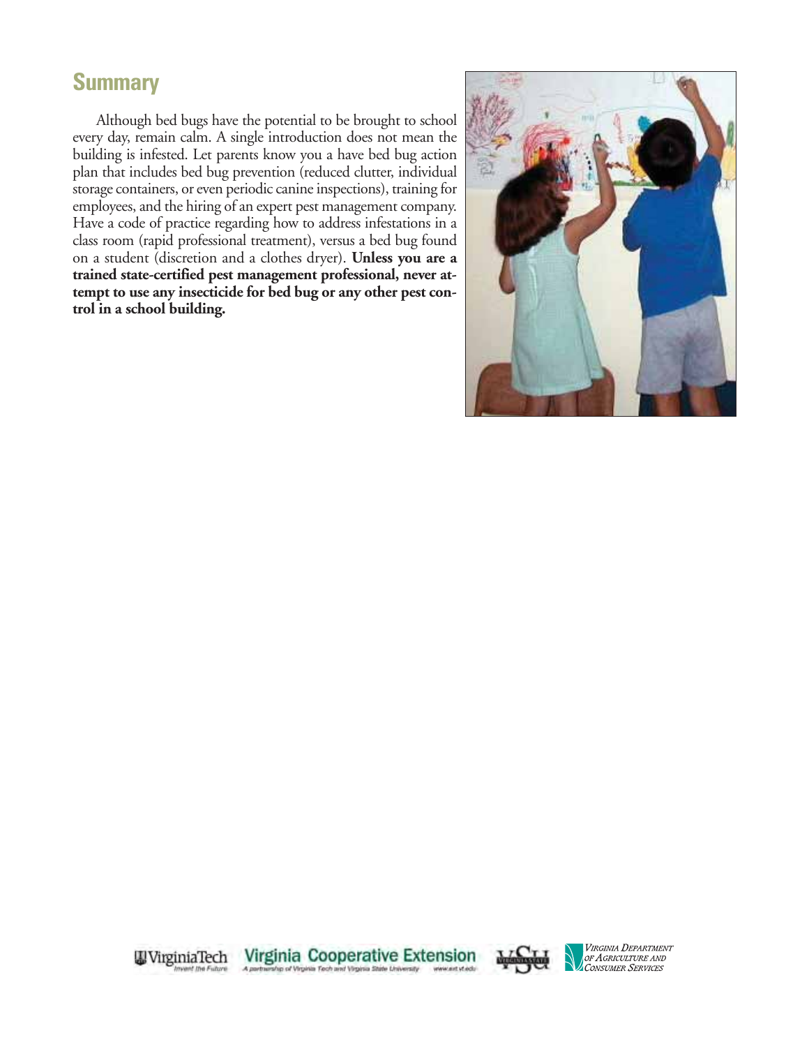## Summary

Although bed bugs have the potential to be brought to school every day, remain calm. A single introduction does not mean the building is infested. Let parents know you a have bed bug action plan that includes bed bug prevention (reduced clutter, individual storage containers, or even periodic canine inspections), training for employees, and the hiring of an expert pest management company. Have a code of practice regarding how to address infestations in a class room (rapid professional treatment), versus a bed bug found on a student (discretion and a clothes dryer). **Unless you are a trained state-certified pest management professional, never attempt to use any insecticide for bed bug or any other pest control in a school building.**